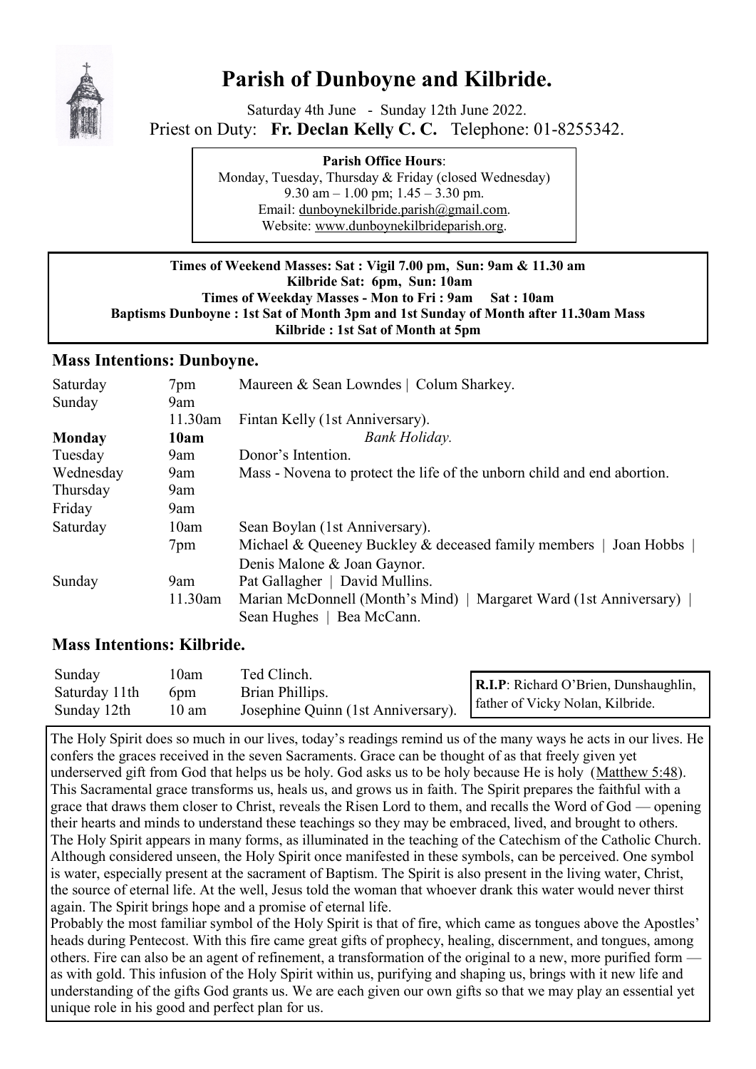# Parish of Dunboyne and Kilbride.

Saturday 4th June - Sunday 12th June 2022.
Priest on Duty: **Fr. Declan Kelly C. C.** Telephone: 01-8255342.

**Parish Office Hours**:
Monday, Tuesday, Thursday & Friday (closed Wednesday)
9.30 am – 1.00 pm; 1.45 – 3.30 pm.
Email: dunboynekilbride.parish@gmail.com.
Website: www.dunboynekilbrideparish.org.

**Times of Weekend Masses: Sat : Vigil 7.00 pm, Sun: 9am & 11.30 am**
**Kilbride Sat: 6pm, Sun: 10am**
**Times of Weekday Masses - Mon to Fri : 9am Sat : 10am**
**Baptisms Dunboyne : 1st Sat of Month 3pm and 1st Sunday of Month after 11.30am Mass**
**Kilbride : 1st Sat of Month at 5pm**

## Mass Intentions: Dunboyne.

| | | |
|---|---|---|
| Saturday | 7pm | Maureen & Sean Lowndes \| Colum Sharkey. |
| Sunday | 9am | |
| | 11.30am | Fintan Kelly (1st Anniversary). |
| **Monday** | **10am** | *Bank Holiday.* |
| Tuesday | 9am | Donor's Intention. |
| Wednesday | 9am | Mass - Novena to protect the life of the unborn child and end abortion. |
| Thursday | 9am | |
| Friday | 9am | |
| Saturday | 10am | Sean Boylan (1st Anniversary). |
| | 7pm | Michael & Queeney Buckley & deceased family members \| Joan Hobbs \| Denis Malone & Joan Gaynor. |
| Sunday | 9am | Pat Gallagher \| David Mullins. |
| | 11.30am | Marian McDonnell (Month's Mind) \| Margaret Ward (1st Anniversary) \| Sean Hughes \| Bea McCann. |

## Mass Intentions: Kilbride.

| | | |
|---|---|---|
| Sunday | 10am | Ted Clinch. |
| Saturday 11th | 6pm | Brian Phillips. |
| Sunday 12th | 10 am | Josephine Quinn (1st Anniversary). |

**R.I.P**: Richard O'Brien, Dunshaughlin, father of Vicky Nolan, Kilbride.

The Holy Spirit does so much in our lives, today's readings remind us of the many ways he acts in our lives. He confers the graces received in the seven Sacraments. Grace can be thought of as that freely given yet underserved gift from God that helps us be holy. God asks us to be holy because He is holy (Matthew 5:48). This Sacramental grace transforms us, heals us, and grows us in faith. The Spirit prepares the faithful with a grace that draws them closer to Christ, reveals the Risen Lord to them, and recalls the Word of God — opening their hearts and minds to understand these teachings so they may be embraced, lived, and brought to others. The Holy Spirit appears in many forms, as illuminated in the teaching of the Catechism of the Catholic Church. Although considered unseen, the Holy Spirit once manifested in these symbols, can be perceived. One symbol is water, especially present at the sacrament of Baptism. The Spirit is also present in the living water, Christ, the source of eternal life. At the well, Jesus told the woman that whoever drank this water would never thirst again. The Spirit brings hope and a promise of eternal life.

Probably the most familiar symbol of the Holy Spirit is that of fire, which came as tongues above the Apostles' heads during Pentecost. With this fire came great gifts of prophecy, healing, discernment, and tongues, among others. Fire can also be an agent of refinement, a transformation of the original to a new, more purified form — as with gold. This infusion of the Holy Spirit within us, purifying and shaping us, brings with it new life and understanding of the gifts God grants us. We are each given our own gifts so that we may play an essential yet unique role in his good and perfect plan for us.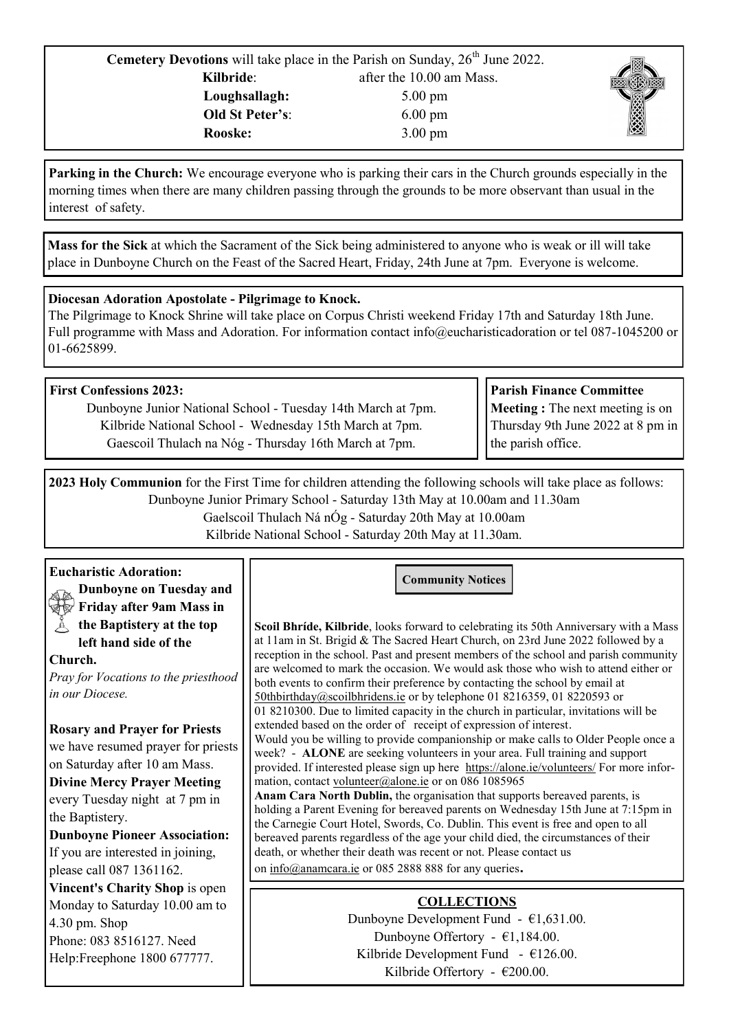**Cemetery Devotions** will take place in the Parish on Sunday, 26th June 2022.

| | |
|---|---|
| **Kilbride**: | after the 10.00 am Mass. |
| **Loughsallagh:** | 5.00 pm |
| **Old St Peter's**: | 6.00 pm |
| **Rooske:** | 3.00 pm |

**Parking in the Church:** We encourage everyone who is parking their cars in the Church grounds especially in the morning times when there are many children passing through the grounds to be more observant than usual in the interest of safety.

**Mass for the Sick** at which the Sacrament of the Sick being administered to anyone who is weak or ill will take place in Dunboyne Church on the Feast of the Sacred Heart, Friday, 24th June at 7pm. Everyone is welcome.

**Diocesan Adoration Apostolate - Pilgrimage to Knock.**
The Pilgrimage to Knock Shrine will take place on Corpus Christi weekend Friday 17th and Saturday 18th June. Full programme with Mass and Adoration. For information contact info@eucharisticadoration or tel 087-1045200 or 01-6625899.

**First Confessions 2023:**

Dunboyne Junior National School - Tuesday 14th March at 7pm.
Kilbride National School - Wednesday 15th March at 7pm.
Gaescoil Thulach na Nóg - Thursday 16th March at 7pm.

**Parish Finance Committee Meeting :** The next meeting is on Thursday 9th June 2022 at 8 pm in the parish office.

**2023 Holy Communion** for the First Time for children attending the following schools will take place as follows:

Dunboyne Junior Primary School - Saturday 13th May at 10.00am and 11.30am
Gaelscoil Thulach Ná nÓg - Saturday 20th May at 10.00am
Kilbride National School - Saturday 20th May at 11.30am.

**Eucharistic Adoration:**
**Dunboyne on Tuesday and Friday after 9am Mass in the Baptistery at the top left hand side of the Church.**
*Pray for Vocations to the priesthood in our Diocese.*

**Rosary and Prayer for Priests** we have resumed prayer for priests on Saturday after 10 am Mass.

**Divine Mercy Prayer Meeting** every Tuesday night at 7 pm in the Baptistery.

**Dunboyne Pioneer Association:** If you are interested in joining, please call 087 1361162.

**Vincent's Charity Shop** is open Monday to Saturday 10.00 am to 4.30 pm. Shop Phone: 083 8516127. Need Help:Freephone 1800 677777.

**Community Notices**

**Scoil Bhríde, Kilbride**, looks forward to celebrating its 50th Anniversary with a Mass at 11am in St. Brigid & The Sacred Heart Church, on 23rd June 2022 followed by a reception in the school. Past and present members of the school and parish community are welcomed to mark the occasion. We would ask those who wish to attend either or both events to confirm their preference by contacting the school by email at 50thbirthday@scoilbhridens.ie or by telephone 01 8216359, 01 8220593 or 01 8210300. Due to limited capacity in the church in particular, invitations will be extended based on the order of receipt of expression of interest.

Would you be willing to provide companionship or make calls to Older People once a week? - **ALONE** are seeking volunteers in your area. Full training and support provided. If interested please sign up here https://alone.ie/volunteers/ For more information, contact volunteer@alone.ie or on 086 1085965

**Anam Cara North Dublin,** the organisation that supports bereaved parents, is holding a Parent Evening for bereaved parents on Wednesday 15th June at 7:15pm in the Carnegie Court Hotel, Swords, Co. Dublin. This event is free and open to all bereaved parents regardless of the age your child died, the circumstances of their death, or whether their death was recent or not. Please contact us on info@anamcara.ie or 085 2888 888 for any queries.

**COLLECTIONS**

Dunboyne Development Fund - €1,631.00.
Dunboyne Offertory - €1,184.00.
Kilbride Development Fund - €126.00.
Kilbride Offertory - €200.00.